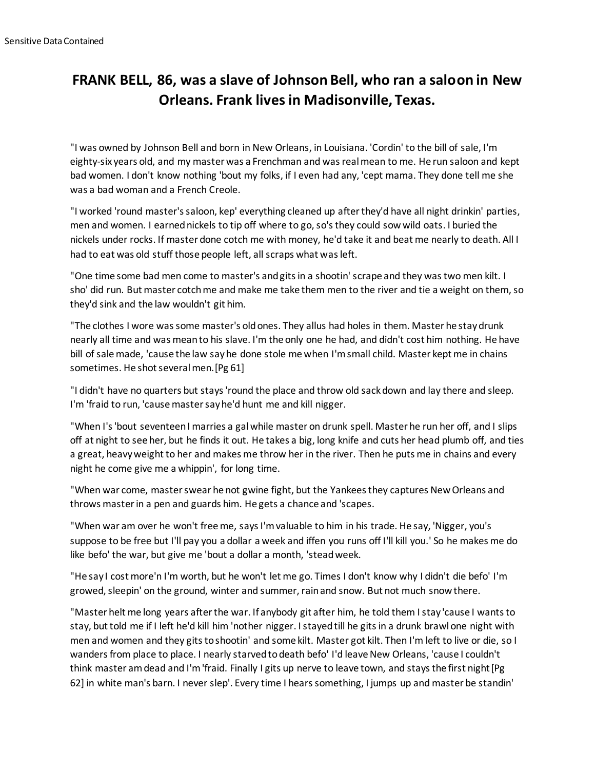# FRANK BELL, 86, was a slave of Johnson Bell, who ran a saloon in New Orleans. Frank lives in Madisonville, Texas.

"I was owned by Johnson Bell and born in New Orleans, in Louisiana. 'Cordin' to the bill of sale, I'm eighty-six years old, and my master was a Frenchman and was real mean to me. He run saloon and kept bad women. I don't know nothing 'bout my folks, if I even had any, 'cept mama. They done tell me she was a bad woman and a French Creole.

"I worked 'round master's saloon, kep' everything cleaned up after they'd have all night drinkin' parties, men and women. I earned nickels to tip off where to go, so's they could sow wild oats. I buried the nickels under rocks. If master done cotch me with money, he'd take it and beat me nearly to death. All I had to eat was old stuff those people left, all scraps what was left.

"One time some bad men come to master's and gits in a shootin' scrape and they was two men kilt. I sho' did run. But master cotch me and make me take them men to the river and tie a weight on them, so they'd sink and the law wouldn't git him.

"The clothes I wore was some master's old ones. They allus had holes in them. Master he stay drunk nearly all time and was mean to his slave. I'm the only one he had, and didn't cost him nothing. He have bill of sale made, 'cause the law say he done stole me when I'm small child. Master kept me in chains sometimes. He shot several men. [Pg 61]

"I didn't have no quarters but stays 'round the place and throw old sack down and lay there and sleep. I'm 'fraid to run, 'cause master say he'd hunt me and kill nigger.

"When I's 'bout seventeen I marries a gal while master on drunk spell. Master he run her off, and I slips off at night to see her, but he finds it out. He takes a big, long knife and cuts her head plumb off, and ties a great, heavy weight to her and makes me throw her in the river. Then he puts me in chains and every night he come give me a whippin', for long time.

"When war come, master swear he not gwine fight, but the Yankees they captures New Orleans and throws master in a pen and guards him. He gets a chance and 'scapes.

"When war am over he won't free me, says I'm valuable to him in his trade. He say, 'Nigger, you's suppose to be free but I'll pay you a dollar a week and iffen you runs off I'll kill you.' So he makes me do like befo' the war, but give me 'bout a dollar a month, 'stead week.

"He say I cost more'n I'm worth, but he won't let me go. Times I don't know why I didn't die befo' I'm growed, sleepin' on the ground, winter and summer, rain and snow. But not much snow there.

"Master helt me long years after the war. If anybody git after him, he told them I stay 'cause I wants to stay, but told me if I left he'd kill him 'nother nigger. I stayed till he gits in a drunk brawl one night with men and women and they gits to shootin' and some kilt. Master got kilt. Then I'm left to live or die, so I wanders from place to place. I nearly starved to death befo' I'd leave New Orleans, 'cause I couldn't think master am dead and I'm 'fraid. Finally I gits up nerve to leave town, and stays the first night [Pg 62] in white man's barn. I never slep'. Every time I hears something, I jumps up and master be standin'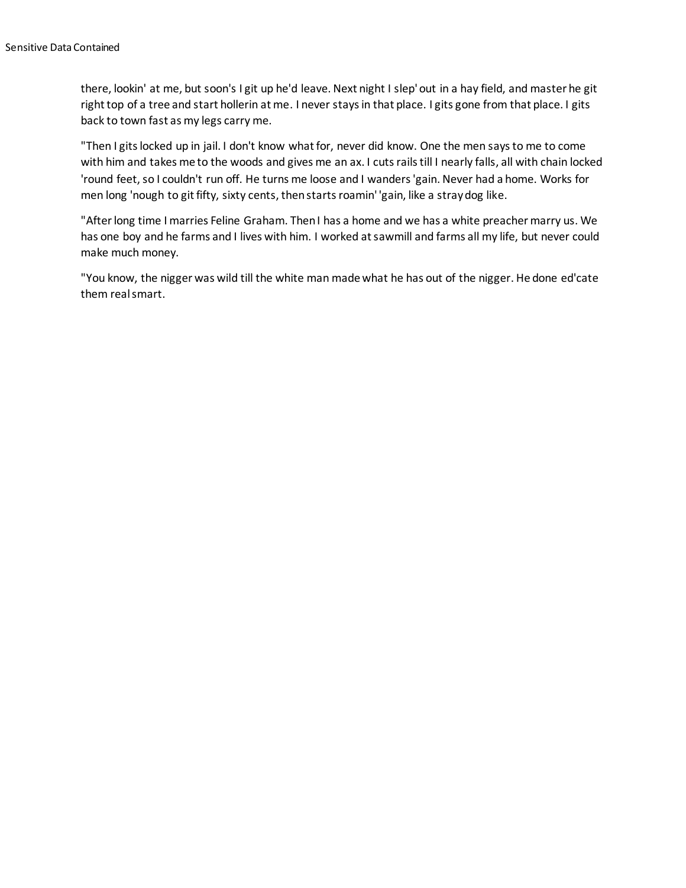there, lookin' at me, but soon's I git up he'd leave. Next night I slep' out in a hay field, and master he git right top of a tree and start hollerin at me. I never stays in that place. I gits gone from that place. I gits back to town fast as my legs carry me.

"Then I gits locked up in jail. I don't know what for, never did know. One the men says to me to come with him and takes me to the woods and gives me an ax. I cuts rails till I nearly falls, all with chain locked 'round feet, so I couldn't run off. He turns me loose and I wanders 'gain. Never had a home. Works for men long 'nough to git fifty, sixty cents, then starts roamin' 'gain, like a stray dog like.

"After long time I marries Feline Graham. Then I has a home and we has a white preacher marry us. We has one boy and he farms and I lives with him. I worked at sawmill and farms all my life, but never could make much money.

"You know, the nigger was wild till the white man made what he has out of the nigger. He done ed'cate them real smart.